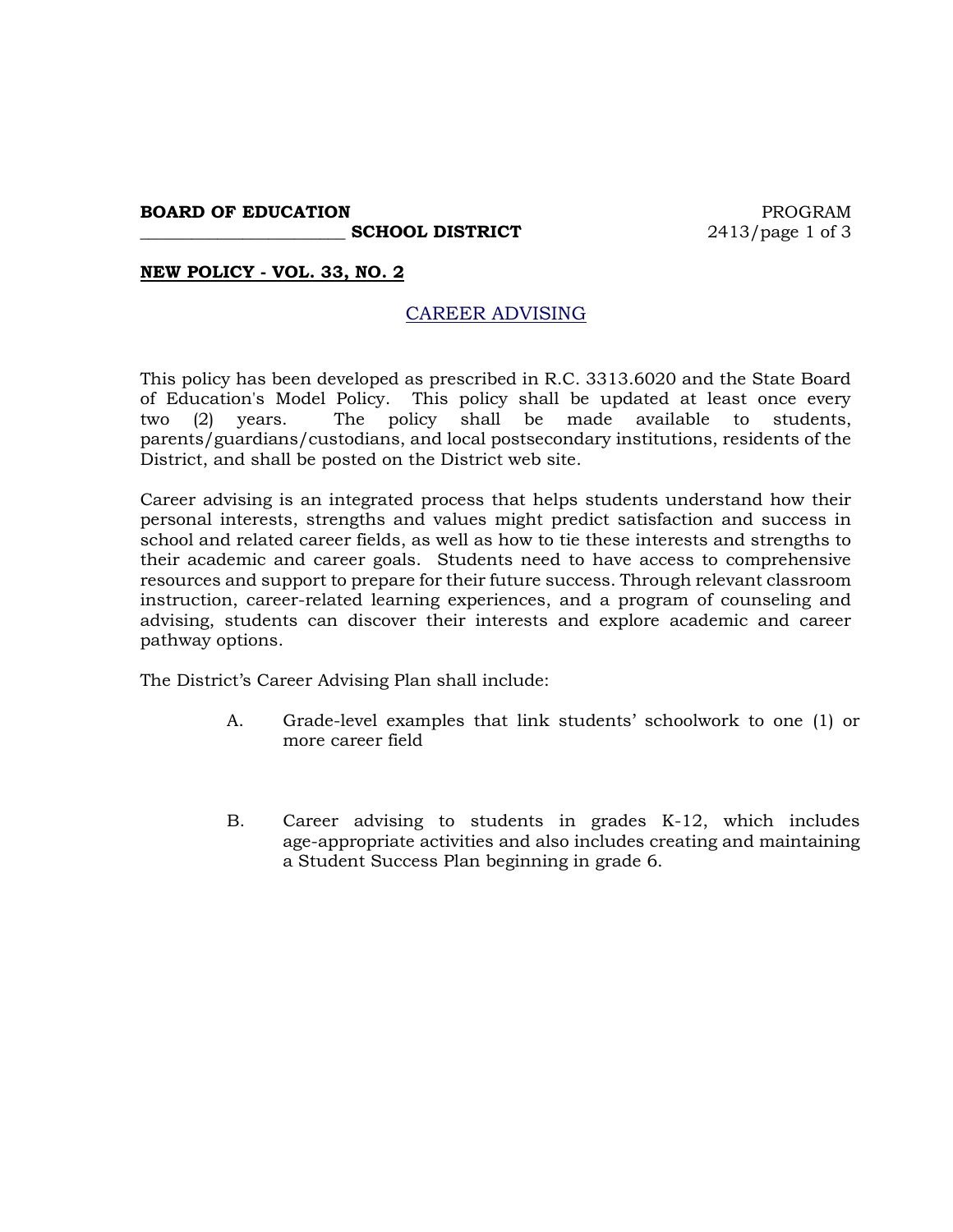**BOARD OF EDUCATION**
**_______________________ SCHOOL DISTRICT**

PROGRAM
2413

**NEW POLICY - VOL. 33, NO. 2**

# CAREER ADVISING

This policy has been developed as prescribed in R.C. 3313.6020 and the State Board of Education's Model Policy. This policy shall be updated at least once every two (2) years. The policy shall be made available to students, parents/guardians/custodians, and local postsecondary institutions, residents of the District, and shall be posted on the District web site.

Career advising is an integrated process that helps students understand how their personal interests, strengths and values might predict satisfaction and success in school and related career fields, as well as how to tie these interests and strengths to their academic and career goals. Students need to have access to comprehensive resources and support to prepare for their future success. Through relevant classroom instruction, career-related learning experiences, and a program of counseling and advising, students can discover their interests and explore academic and career pathway options.

The District's Career Advising Plan shall include:

A. Grade-level examples that link students' schoolwork to one (1) or more career field

B. Career advising to students in grades K-12, which includes age-appropriate activities and also includes creating and maintaining a Student Success Plan beginning in grade 6.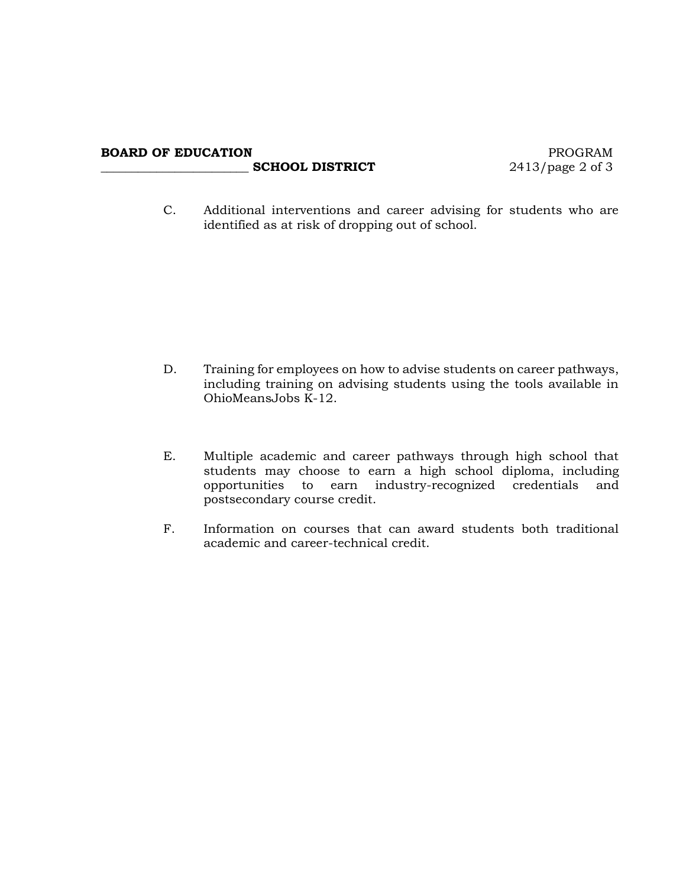C. Additional interventions and career advising for students who are identified as at risk of dropping out of school.

D. Training for employees on how to advise students on career pathways, including training on advising students using the tools available in OhioMeansJobs K-12.

E. Multiple academic and career pathways through high school that students may choose to earn a high school diploma, including opportunities to earn industry-recognized credentials and postsecondary course credit.

F. Information on courses that can award students both traditional academic and career-technical credit.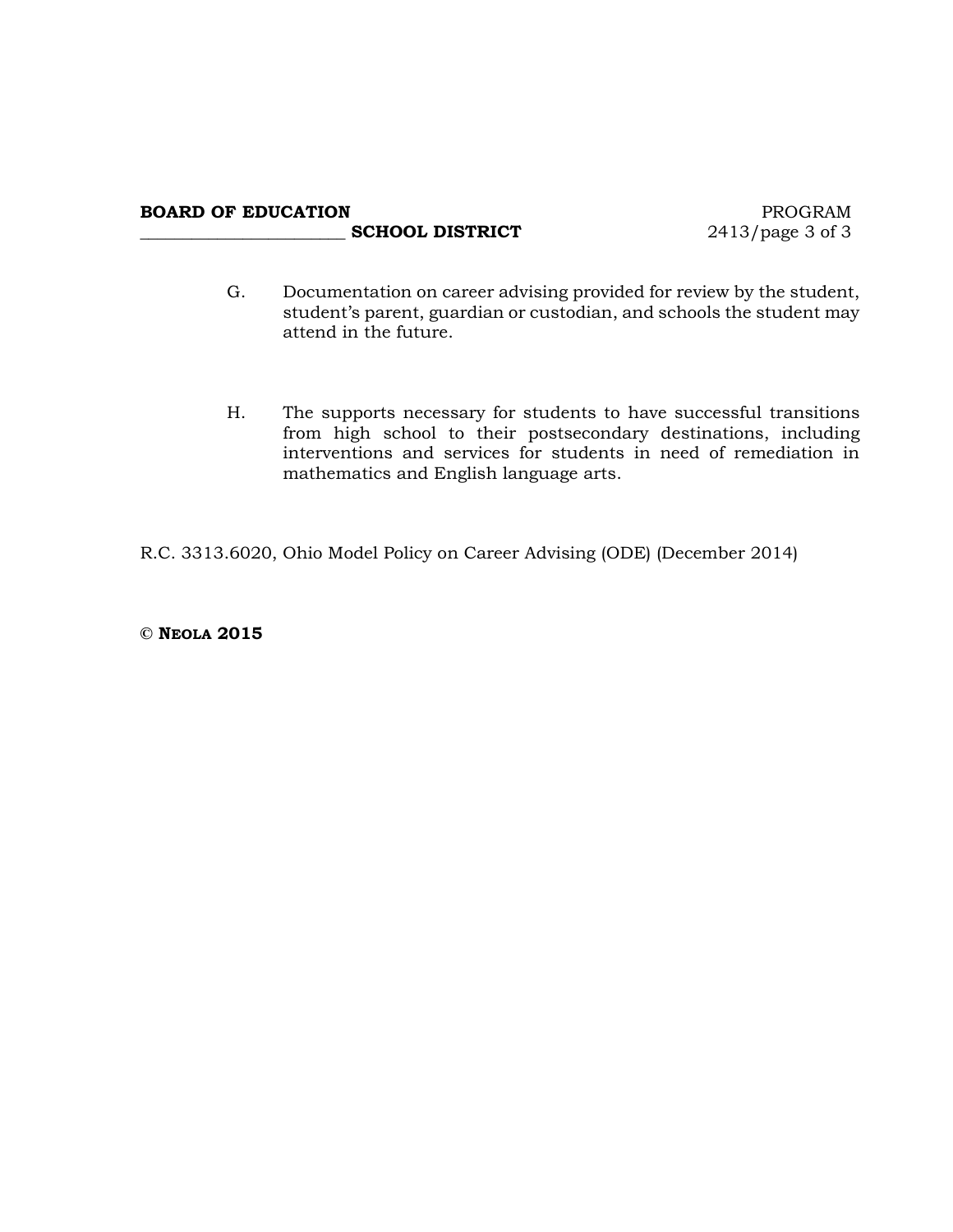G. Documentation on career advising provided for review by the student, student's parent, guardian or custodian, and schools the student may attend in the future.

H. The supports necessary for students to have successful transitions from high school to their postsecondary destinations, including interventions and services for students in need of remediation in mathematics and English language arts.

R.C. 3313.6020, Ohio Model Policy on Career Advising (ODE) (December 2014)

**© NEOLA 2015**